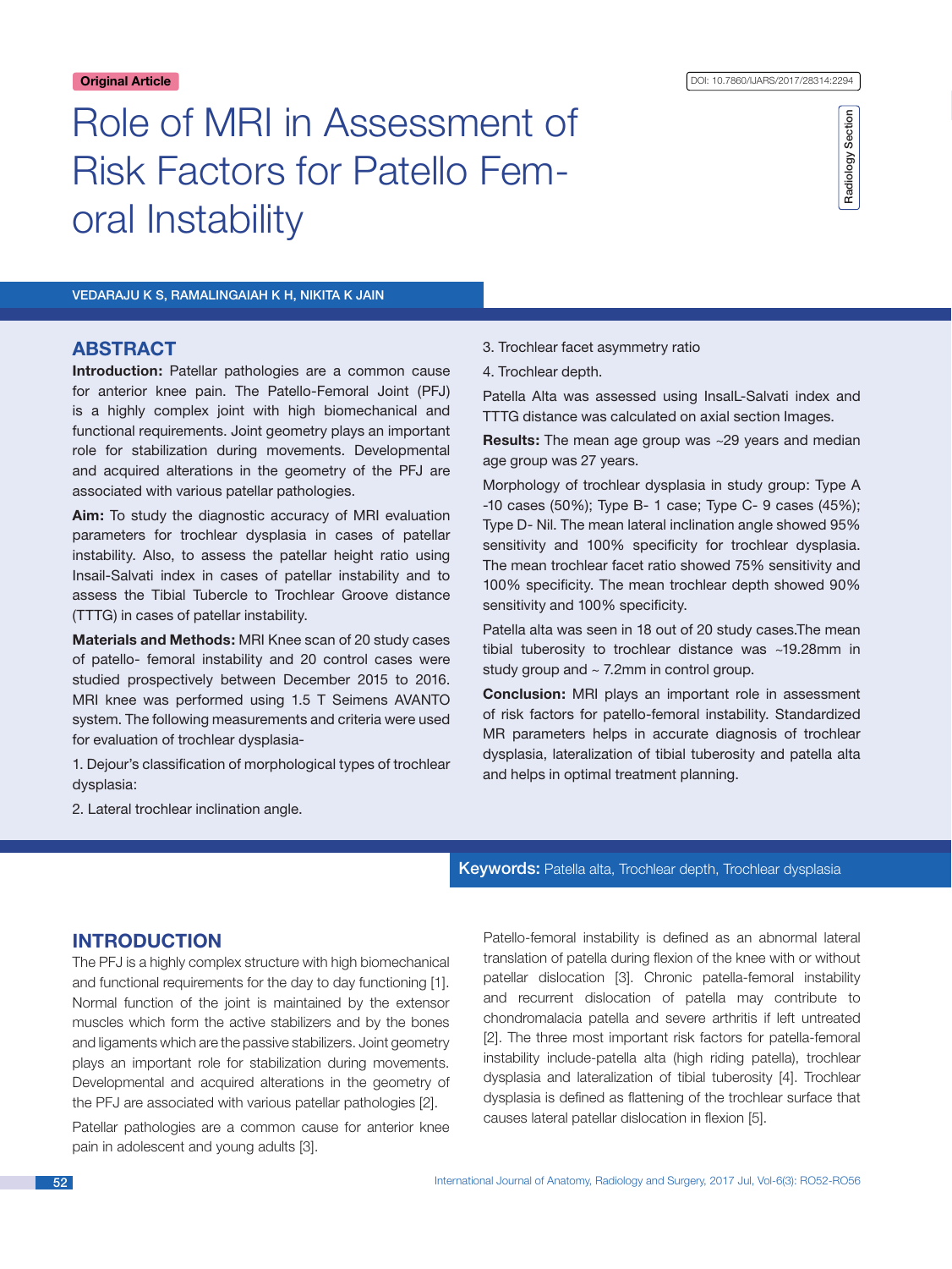Original Article

DOI: 10.7860/IJARS/2017/28314:2294

Radiology Section

# Role of MRI in Assessment of Risk Factors for Patello Femoral Instability

VEDARAJU K S, RAMALINGAIAH K H, NIKITA K JAIN

## ABSTRACT

**Introduction:** Patellar pathologies are a common cause for anterior knee pain. The Patello-Femoral Joint (PFJ) is a highly complex joint with high biomechanical and functional requirements. Joint geometry plays an important role for stabilization during movements. Developmental and acquired alterations in the geometry of the PFJ are associated with various patellar pathologies.

**Aim:** To study the diagnostic accuracy of MRI evaluation parameters for trochlear dysplasia in cases of patellar instability. Also, to assess the patellar height ratio using Insail-Salvati index in cases of patellar instability and to assess the Tibial Tubercle to Trochlear Groove distance (TTTG) in cases of patellar instability.

**Materials and Methods:** MRI Knee scan of 20 study cases of patello- femoral instability and 20 control cases were studied prospectively between December 2015 to 2016. MRI knee was performed using 1.5 T Seimens AVANTO system. The following measurements and criteria were used for evaluation of trochlear dysplasia-

1. Dejour's classification of morphological types of trochlear dysplasia:
2. Lateral trochlear inclination angle.
3. Trochlear facet asymmetry ratio
4. Trochlear depth.

Patella Alta was assessed using InsalL-Salvati index and TTTG distance was calculated on axial section Images.

**Results:** The mean age group was ~29 years and median age group was 27 years.

Morphology of trochlear dysplasia in study group: Type A -10 cases (50%); Type B- 1 case; Type C- 9 cases (45%); Type D- Nil. The mean lateral inclination angle showed 95% sensitivity and 100% specificity for trochlear dysplasia. The mean trochlear facet ratio showed 75% sensitivity and 100% specificity. The mean trochlear depth showed 90% sensitivity and 100% specificity.

Patella alta was seen in 18 out of 20 study cases.The mean tibial tuberosity to trochlear distance was ~19.28mm in study group and ~ 7.2mm in control group.

**Conclusion:** MRI plays an important role in assessment of risk factors for patello-femoral instability. Standardized MR parameters helps in accurate diagnosis of trochlear dysplasia, lateralization of tibial tuberosity and patella alta and helps in optimal treatment planning.

**Keywords:** Patella alta, Trochlear depth, Trochlear dysplasia

## INTRODUCTION

The PFJ is a highly complex structure with high biomechanical and functional requirements for the day to day functioning [1]. Normal function of the joint is maintained by the extensor muscles which form the active stabilizers and by the bones and ligaments which are the passive stabilizers. Joint geometry plays an important role for stabilization during movements. Developmental and acquired alterations in the geometry of the PFJ are associated with various patellar pathologies [2].

Patellar pathologies are a common cause for anterior knee pain in adolescent and young adults [3].

Patello-femoral instability is defined as an abnormal lateral translation of patella during flexion of the knee with or without patellar dislocation [3]. Chronic patella-femoral instability and recurrent dislocation of patella may contribute to chondromalacia patella and severe arthritis if left untreated [2]. The three most important risk factors for patella-femoral instability include-patella alta (high riding patella), trochlear dysplasia and lateralization of tibial tuberosity [4]. Trochlear dysplasia is defined as flattening of the trochlear surface that causes lateral patellar dislocation in flexion [5].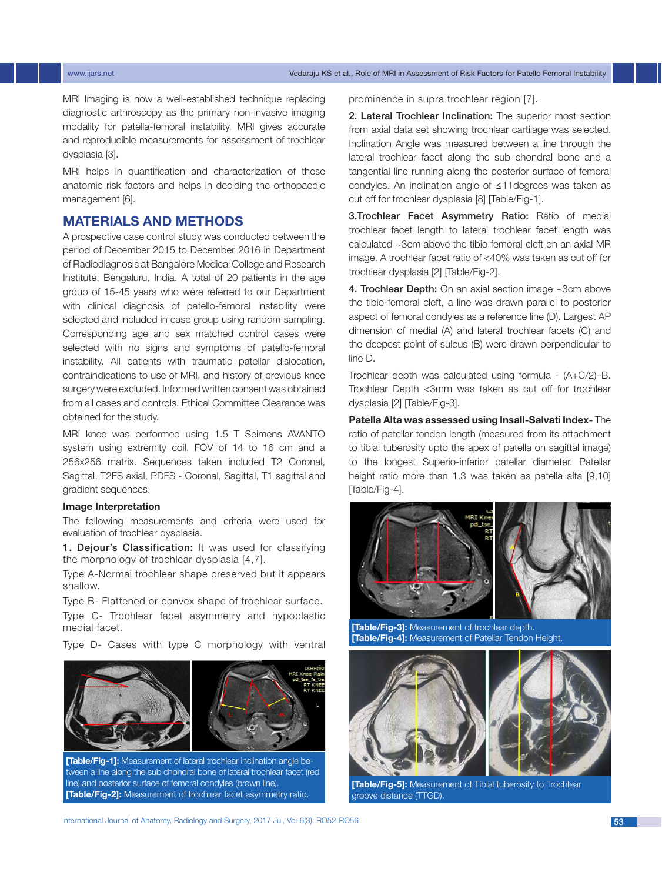MRI Imaging is now a well-established technique replacing diagnostic arthroscopy as the primary non-invasive imaging modality for patella-femoral instability. MRI gives accurate and reproducible measurements for assessment of trochlear dysplasia [3].

MRI helps in quantification and characterization of these anatomic risk factors and helps in deciding the orthopaedic management [6].

## MATERIALS AND METHODS

A prospective case control study was conducted between the period of December 2015 to December 2016 in Department of Radiodiagnosis at Bangalore Medical College and Research Institute, Bengaluru, India. A total of 20 patients in the age group of 15-45 years who were referred to our Department with clinical diagnosis of patello-femoral instability were selected and included in case group using random sampling. Corresponding age and sex matched control cases were selected with no signs and symptoms of patello-femoral instability. All patients with traumatic patellar dislocation, contraindications to use of MRI, and history of previous knee surgery were excluded. Informed written consent was obtained from all cases and controls. Ethical Committee Clearance was obtained for the study.

MRI knee was performed using 1.5 T Seimens AVANTO system using extremity coil, FOV of 14 to 16 cm and a 256x256 matrix. Sequences taken included T2 Coronal, Sagittal, T2FS axial, PDFS - Coronal, Sagittal, T1 sagittal and gradient sequences.

### Image Interpretation

The following measurements and criteria were used for evaluation of trochlear dysplasia.

**1. Dejour's Classification:** It was used for classifying the morphology of trochlear dysplasia [4,7].

Type A-Normal trochlear shape preserved but it appears shallow.

Type B- Flattened or convex shape of trochlear surface.

Type C- Trochlear facet asymmetry and hypoplastic medial facet.

Type D- Cases with type C morphology with ventral prominence in supra trochlear region [7].

**2. Lateral Trochlear Inclination:** The superior most section from axial data set showing trochlear cartilage was selected. Inclination Angle was measured between a line through the lateral trochlear facet along the sub chondral bone and a tangential line running along the posterior surface of femoral condyles. An inclination angle of ≤11degrees was taken as cut off for trochlear dysplasia [8] [Table/Fig-1].

**3.Trochlear Facet Asymmetry Ratio:** Ratio of medial trochlear facet length to lateral trochlear facet length was calculated ~3cm above the tibio femoral cleft on an axial MR image. A trochlear facet ratio of <40% was taken as cut off for trochlear dysplasia [2] [Table/Fig-2].

**4. Trochlear Depth:** On an axial section image ~3cm above the tibio-femoral cleft, a line was drawn parallel to posterior aspect of femoral condyles as a reference line (D). Largest AP dimension of medial (A) and lateral trochlear facets (C) and the deepest point of sulcus (B) were drawn perpendicular to line D.

Trochlear depth was calculated using formula - (A+C/2)–B. Trochlear Depth <3mm was taken as cut off for trochlear dysplasia [2] [Table/Fig-3].

**Patella Alta was assessed using Insall-Salvati Index-** The ratio of patellar tendon length (measured from its attachment to tibial tuberosity upto the apex of patella on sagittal image) to the longest Superio-inferior patellar diameter. Patellar height ratio more than 1.3 was taken as patella alta [9,10] [Table/Fig-4].

**[Table/Fig-1]:** Measurement of lateral trochlear inclination angle between a line along the sub chondral bone of lateral trochlear facet (red line) and posterior surface of femoral condyles (brown line).
**[Table/Fig-2]:** Measurement of trochlear facet asymmetry ratio.

**[Table/Fig-3]:** Measurement of trochlear depth.
**[Table/Fig-4]:** Measurement of Patellar Tendon Height.

**[Table/Fig-5]:** Measurement of Tibial tuberosity to Trochlear groove distance (TTGD).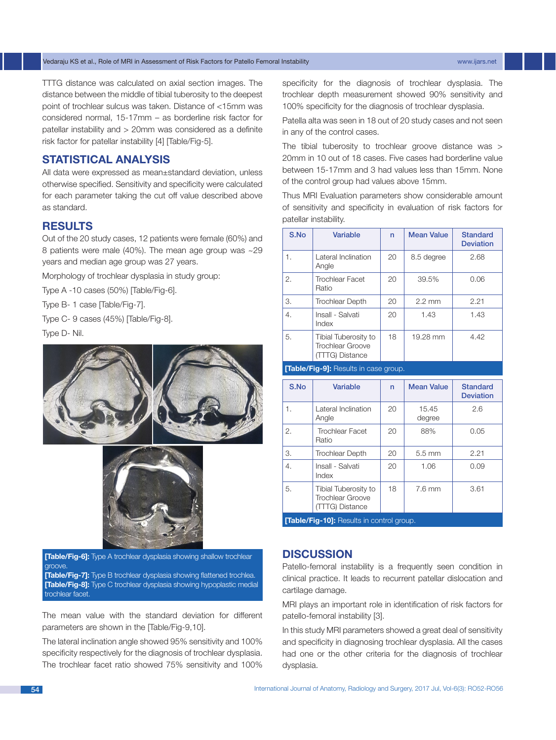TTTG distance was calculated on axial section images. The distance between the middle of tibial tuberosity to the deepest point of trochlear sulcus was taken. Distance of <15mm was considered normal, 15-17mm – as borderline risk factor for patellar instability and > 20mm was considered as a definite risk factor for patellar instability [4] [Table/Fig-5].

## STATISTICAL ANALYSIS

All data were expressed as mean±standard deviation, unless otherwise specified. Sensitivity and specificity were calculated for each parameter taking the cut off value described above as standard.

## RESULTS

Out of the 20 study cases, 12 patients were female (60%) and 8 patients were male (40%). The mean age group was ~29 years and median age group was 27 years.

Morphology of trochlear dysplasia in study group:

Type A -10 cases (50%) [Table/Fig-6].

Type B- 1 case [Table/Fig-7].

Type C- 9 cases (45%) [Table/Fig-8].

Type D- Nil.

**[Table/Fig-6]:** Type A trochlear dysplasia showing shallow trochlear groove.
**[Table/Fig-7]:** Type B trochlear dysplasia showing flattened trochlea.
**[Table/Fig-8]:** Type C trochlear dysplasia showing hypoplastic medial trochlear facet.

The mean value with the standard deviation for different parameters are shown in the [Table/Fig-9,10].

The lateral inclination angle showed 95% sensitivity and 100% specificity respectively for the diagnosis of trochlear dysplasia. The trochlear facet ratio showed 75% sensitivity and 100% specificity for the diagnosis of trochlear dysplasia. The trochlear depth measurement showed 90% sensitivity and 100% specificity for the diagnosis of trochlear dysplasia.

Patella alta was seen in 18 out of 20 study cases and not seen in any of the control cases.

The tibial tuberosity to trochlear groove distance was > 20mm in 10 out of 18 cases. Five cases had borderline value between 15-17mm and 3 had values less than 15mm. None of the control group had values above 15mm.

Thus MRI Evaluation parameters show considerable amount of sensitivity and specificity in evaluation of risk factors for patellar instability.

| S.No | Variable | n | Mean Value | Standard Deviation |
|---|---|---|---|---|
| 1. | Lateral Inclination Angle | 20 | 8.5 degree | 2.68 |
| 2. | Trochlear Facet Ratio | 20 | 39.5% | 0.06 |
| 3. | Trochlear Depth | 20 | 2.2 mm | 2.21 |
| 4. | Insall - Salvati Index | 20 | 1.43 | 1.43 |
| 5. | Tibial Tuberosity to Trochlear Groove (TTTG) Distance | 18 | 19.28 mm | 4.42 |

**[Table/Fig-9]:** Results in case group.

| S.No | Variable | n | Mean Value | Standard Deviation |
|---|---|---|---|---|
| 1. | Lateral Inclination Angle | 20 | 15.45 degree | 2.6 |
| 2. | Trochlear Facet Ratio | 20 | 88% | 0.05 |
| 3. | Trochlear Depth | 20 | 5.5 mm | 2.21 |
| 4. | Insall - Salvati Index | 20 | 1.06 | 0.09 |
| 5. | Tibial Tuberosity to Trochlear Groove (TTTG) Distance | 18 | 7.6 mm | 3.61 |

**[Table/Fig-10]:** Results in control group.

## DISCUSSION

Patello-femoral instability is a frequently seen condition in clinical practice. It leads to recurrent patellar dislocation and cartilage damage.

MRI plays an important role in identification of risk factors for patello-femoral instability [3].

In this study MRI parameters showed a great deal of sensitivity and specificity in diagnosing trochlear dysplasia. All the cases had one or the other criteria for the diagnosis of trochlear dysplasia.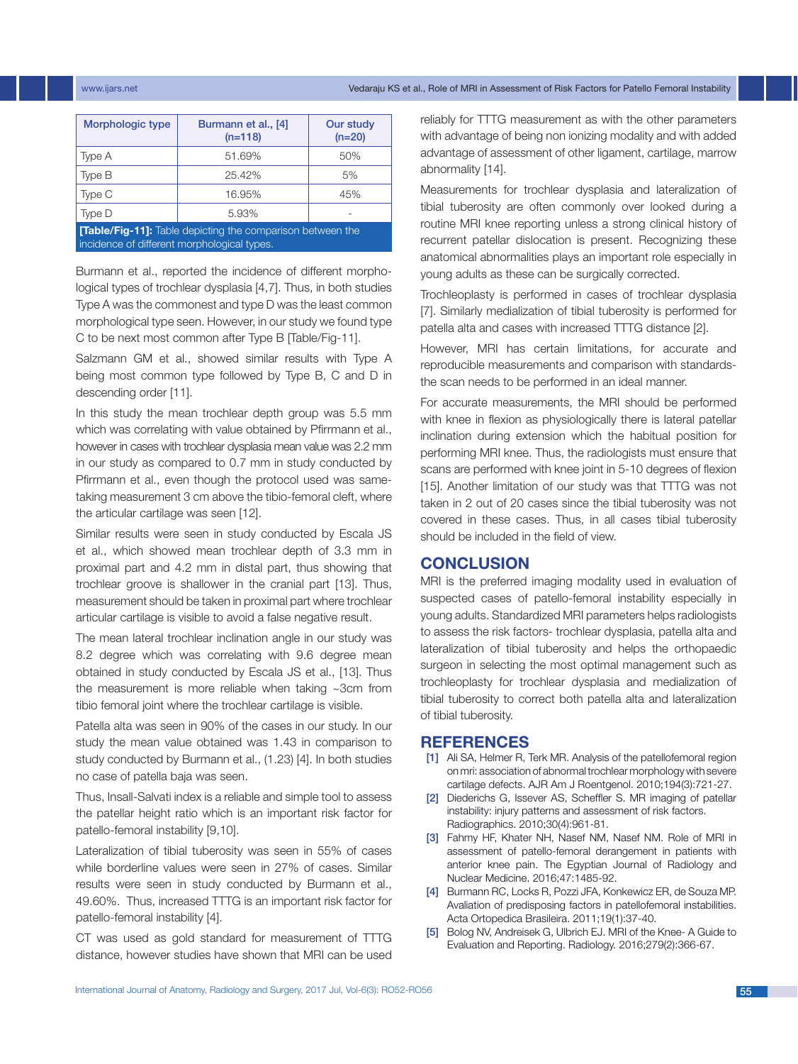| Morphologic type | Burmann et al., [4] (n=118) | Our study (n=20) |
|---|---|---|
| Type A | 51.69% | 50% |
| Type B | 25.42% | 5% |
| Type C | 16.95% | 45% |
| Type D | 5.93% | - |

**[Table/Fig-11]:** Table depicting the comparison between the incidence of different morphological types.

Burmann et al., reported the incidence of different morphological types of trochlear dysplasia [4,7]. Thus, in both studies Type A was the commonest and type D was the least common morphological type seen. However, in our study we found type C to be next most common after Type B [Table/Fig-11].

Salzmann GM et al., showed similar results with Type A being most common type followed by Type B, C and D in descending order [11].

In this study the mean trochlear depth group was 5.5 mm which was correlating with value obtained by Pfirrmann et al., however in cases with trochlear dysplasia mean value was 2.2 mm in our study as compared to 0.7 mm in study conducted by Pfirrmann et al., even though the protocol used was same-taking measurement 3 cm above the tibio-femoral cleft, where the articular cartilage was seen [12].

Similar results were seen in study conducted by Escala JS et al., which showed mean trochlear depth of 3.3 mm in proximal part and 4.2 mm in distal part, thus showing that trochlear groove is shallower in the cranial part [13]. Thus, measurement should be taken in proximal part where trochlear articular cartilage is visible to avoid a false negative result.

The mean lateral trochlear inclination angle in our study was 8.2 degree which was correlating with 9.6 degree mean obtained in study conducted by Escala JS et al., [13]. Thus the measurement is more reliable when taking ~3cm from tibio femoral joint where the trochlear cartilage is visible.

Patella alta was seen in 90% of the cases in our study. In our study the mean value obtained was 1.43 in comparison to study conducted by Burmann et al., (1.23) [4]. In both studies no case of patella baja was seen.

Thus, Insall-Salvati index is a reliable and simple tool to assess the patellar height ratio which is an important risk factor for patello-femoral instability [9,10].

Lateralization of tibial tuberosity was seen in 55% of cases while borderline values were seen in 27% of cases. Similar results were seen in study conducted by Burmann et al., 49.60%. Thus, increased TTTG is an important risk factor for patello-femoral instability [4].

CT was used as gold standard for measurement of TTTG distance, however studies have shown that MRI can be used reliably for TTTG measurement as with the other parameters with advantage of being non ionizing modality and with added advantage of assessment of other ligament, cartilage, marrow abnormality [14].

Measurements for trochlear dysplasia and lateralization of tibial tuberosity are often commonly over looked during a routine MRI knee reporting unless a strong clinical history of recurrent patellar dislocation is present. Recognizing these anatomical abnormalities plays an important role especially in young adults as these can be surgically corrected.

Trochleoplasty is performed in cases of trochlear dysplasia [7]. Similarly medialization of tibial tuberosity is performed for patella alta and cases with increased TTTG distance [2].

However, MRI has certain limitations, for accurate and reproducible measurements and comparison with standards-the scan needs to be performed in an ideal manner.

For accurate measurements, the MRI should be performed with knee in flexion as physiologically there is lateral patellar inclination during extension which the habitual position for performing MRI knee. Thus, the radiologists must ensure that scans are performed with knee joint in 5-10 degrees of flexion [15]. Another limitation of our study was that TTTG was not taken in 2 out of 20 cases since the tibial tuberosity was not covered in these cases. Thus, in all cases tibial tuberosity should be included in the field of view.

## CONCLUSION

MRI is the preferred imaging modality used in evaluation of suspected cases of patello-femoral instability especially in young adults. Standardized MRI parameters helps radiologists to assess the risk factors- trochlear dysplasia, patella alta and lateralization of tibial tuberosity and helps the orthopaedic surgeon in selecting the most optimal management such as trochleoplasty for trochlear dysplasia and medialization of tibial tuberosity to correct both patella alta and lateralization of tibial tuberosity.

## REFERENCES

[1] Ali SA, Helmer R, Terk MR. Analysis of the patellofemoral region on mri: association of abnormal trochlear morphology with severe cartilage defects. AJR Am J Roentgenol. 2010;194(3):721-27.

[2] Diederichs G, Issever AS, Scheffler S. MR imaging of patellar instability: injury patterns and assessment of risk factors. Radiographics. 2010;30(4):961-81.

[3] Fahmy HF, Khater NH, Nasef NM, Nasef NM. Role of MRI in assessment of patello-femoral derangement in patients with anterior knee pain. The Egyptian Journal of Radiology and Nuclear Medicine. 2016;47:1485-92.

[4] Burmann RC, Locks R, Pozzi JFA, Konkewicz ER, de Souza MP. Avaliation of predisposing factors in patellofemoral instabilities. Acta Ortopedica Brasileira. 2011;19(1):37-40.

[5] Bolog NV, Andreisek G, Ulbrich EJ. MRI of the Knee- A Guide to Evaluation and Reporting. Radiology. 2016;279(2):366-67.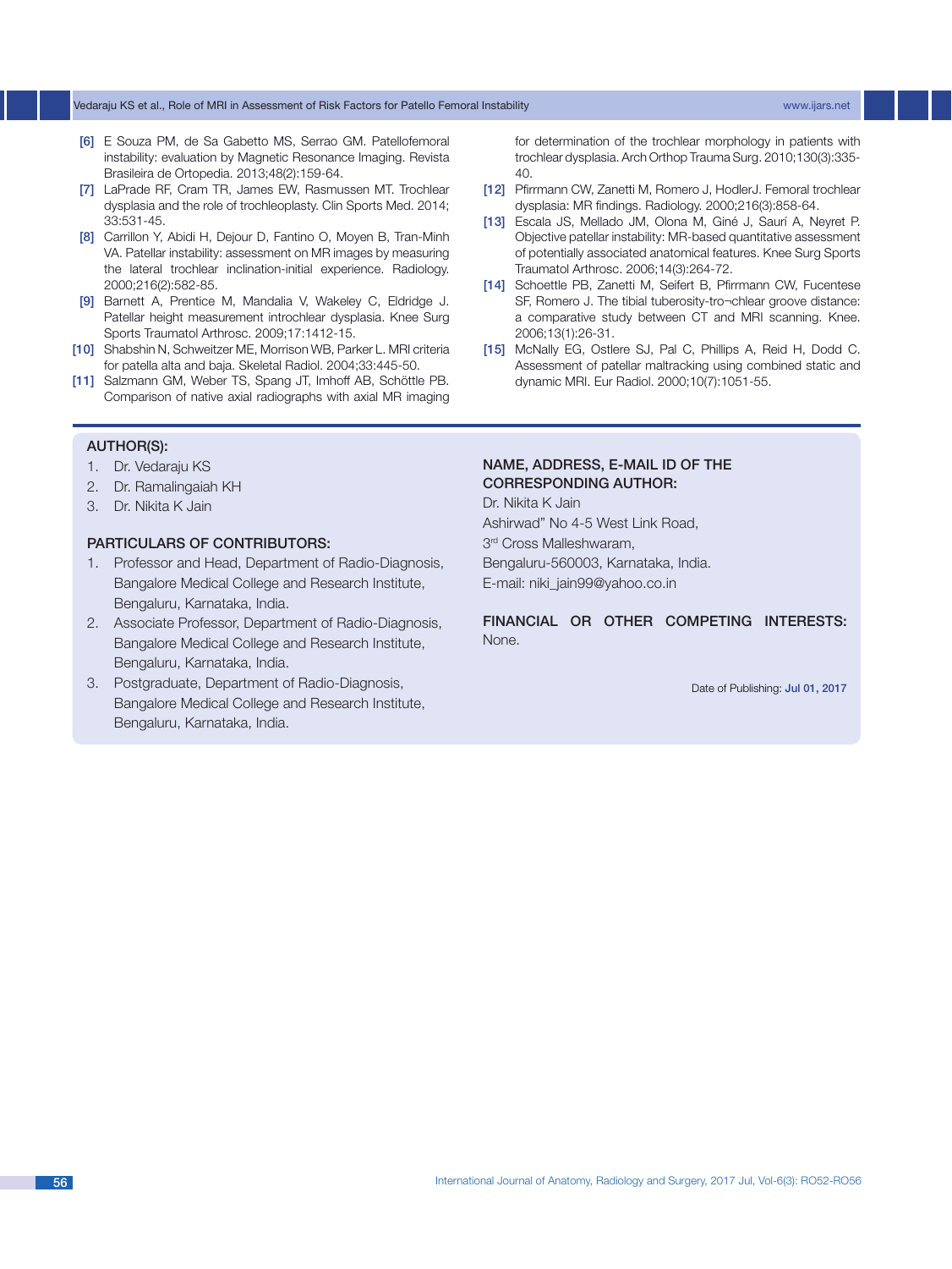[6] E Souza PM, de Sa Gabetto MS, Serrao GM. Patellofemoral instability: evaluation by Magnetic Resonance Imaging. Revista Brasileira de Ortopedia. 2013;48(2):159-64.

[7] LaPrade RF, Cram TR, James EW, Rasmussen MT. Trochlear dysplasia and the role of trochleoplasty. Clin Sports Med. 2014; 33:531-45.

[8] Carrillon Y, Abidi H, Dejour D, Fantino O, Moyen B, Tran-Minh VA. Patellar instability: assessment on MR images by measuring the lateral trochlear inclination-initial experience. Radiology. 2000;216(2):582-85.

[9] Barnett A, Prentice M, Mandalia V, Wakeley C, Eldridge J. Patellar height measurement introchlear dysplasia. Knee Surg Sports Traumatol Arthrosc. 2009;17:1412-15.

[10] Shabshin N, Schweitzer ME, Morrison WB, Parker L. MRI criteria for patella alta and baja. Skeletal Radiol. 2004;33:445-50.

[11] Salzmann GM, Weber TS, Spang JT, Imhoff AB, Schöttle PB. Comparison of native axial radiographs with axial MR imaging for determination of the trochlear morphology in patients with trochlear dysplasia. Arch Orthop Trauma Surg. 2010;130(3):335-40.

[12] Pfirrmann CW, Zanetti M, Romero J, HodlerJ. Femoral trochlear dysplasia: MR findings. Radiology. 2000;216(3):858-64.

[13] Escala JS, Mellado JM, Olona M, Giné J, Saurí A, Neyret P. Objective patellar instability: MR-based quantitative assessment of potentially associated anatomical features. Knee Surg Sports Traumatol Arthrosc. 2006;14(3):264-72.

[14] Schoettle PB, Zanetti M, Seifert B, Pfirrmann CW, Fucentese SF, Romero J. The tibial tuberosity-tro¬chlear groove distance: a comparative study between CT and MRI scanning. Knee. 2006;13(1):26-31.

[15] McNally EG, Ostlere SJ, Pal C, Phillips A, Reid H, Dodd C. Assessment of patellar maltracking using combined static and dynamic MRI. Eur Radiol. 2000;10(7):1051-55.

**AUTHOR(S):**

1. Dr. Vedaraju KS
2. Dr. Ramalingaiah KH
3. Dr. Nikita K Jain

**PARTICULARS OF CONTRIBUTORS:**

1. Professor and Head, Department of Radio-Diagnosis, Bangalore Medical College and Research Institute, Bengaluru, Karnataka, India.
2. Associate Professor, Department of Radio-Diagnosis, Bangalore Medical College and Research Institute, Bengaluru, Karnataka, India.
3. Postgraduate, Department of Radio-Diagnosis, Bangalore Medical College and Research Institute, Bengaluru, Karnataka, India.

**NAME, ADDRESS, E-MAIL ID OF THE CORRESPONDING AUTHOR:**

Dr. Nikita K Jain
Ashirwad" No 4-5 West Link Road,
3rd Cross Malleshwaram,
Bengaluru-560003, Karnataka, India.
E-mail: niki_jain99@yahoo.co.in

**FINANCIAL OR OTHER COMPETING INTERESTS:** None.

Date of Publishing: Jul 01, 2017